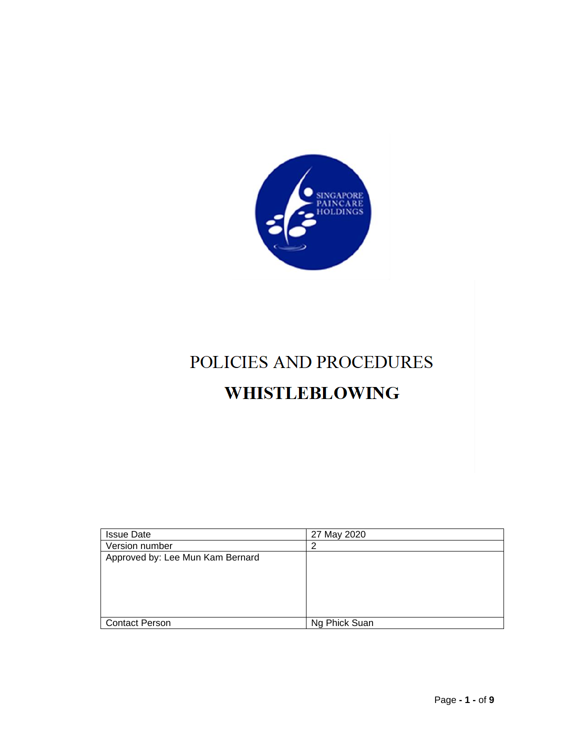SINGAPORE PAINCARE HOLDINGS

# POLICIES AND PROCEDURES

# WHISTLEBLOWING

| Issue Date | 27 May 2020 |
| --- | --- |
| Version number | 2 |
| Approved by: Lee Mun Kam Bernard | |
| Contact Person | Ng Phick Suan |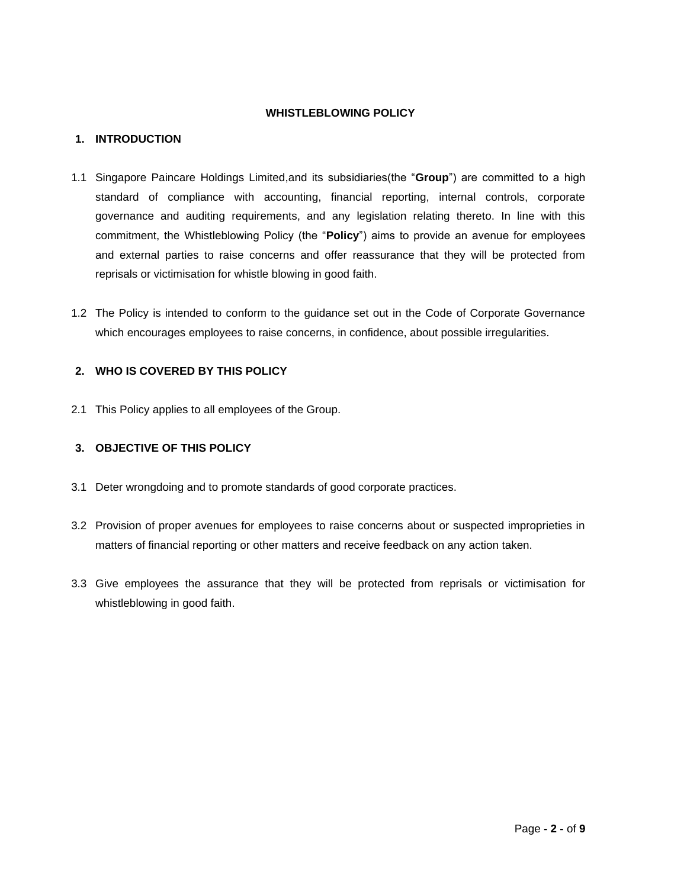# WHISTLEBLOWING POLICY

## 1. INTRODUCTION

1.1 Singapore Paincare Holdings Limited,and its subsidiaries(the "**Group**") are committed to a high standard of compliance with accounting, financial reporting, internal controls, corporate governance and auditing requirements, and any legislation relating thereto. In line with this commitment, the Whistleblowing Policy (the "**Policy**") aims to provide an avenue for employees and external parties to raise concerns and offer reassurance that they will be protected from reprisals or victimisation for whistle blowing in good faith.

1.2 The Policy is intended to conform to the guidance set out in the Code of Corporate Governance which encourages employees to raise concerns, in confidence, about possible irregularities.

## 2. WHO IS COVERED BY THIS POLICY

2.1 This Policy applies to all employees of the Group.

## 3. OBJECTIVE OF THIS POLICY

3.1 Deter wrongdoing and to promote standards of good corporate practices.

3.2 Provision of proper avenues for employees to raise concerns about or suspected improprieties in matters of financial reporting or other matters and receive feedback on any action taken.

3.3 Give employees the assurance that they will be protected from reprisals or victimisation for whistleblowing in good faith.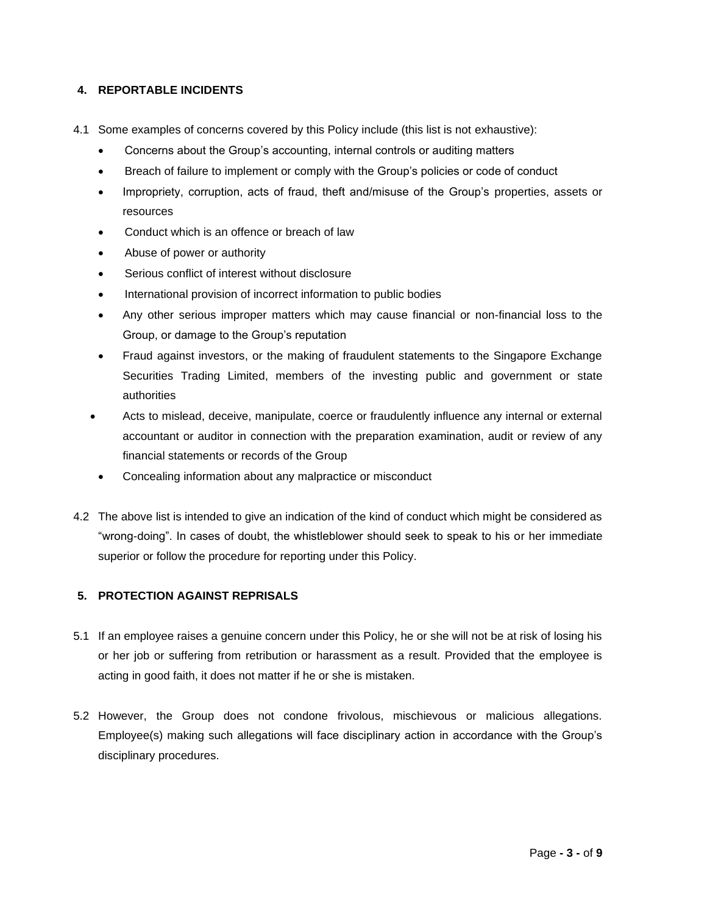## 4. REPORTABLE INCIDENTS

4.1 Some examples of concerns covered by this Policy include (this list is not exhaustive):

- Concerns about the Group's accounting, internal controls or auditing matters
- Breach of failure to implement or comply with the Group's policies or code of conduct
- Impropriety, corruption, acts of fraud, theft and/misuse of the Group's properties, assets or resources
- Conduct which is an offence or breach of law
- Abuse of power or authority
- Serious conflict of interest without disclosure
- International provision of incorrect information to public bodies
- Any other serious improper matters which may cause financial or non-financial loss to the Group, or damage to the Group's reputation
- Fraud against investors, or the making of fraudulent statements to the Singapore Exchange Securities Trading Limited, members of the investing public and government or state authorities
- Acts to mislead, deceive, manipulate, coerce or fraudulently influence any internal or external accountant or auditor in connection with the preparation examination, audit or review of any financial statements or records of the Group
- Concealing information about any malpractice or misconduct

4.2 The above list is intended to give an indication of the kind of conduct which might be considered as "wrong-doing". In cases of doubt, the whistleblower should seek to speak to his or her immediate superior or follow the procedure for reporting under this Policy.

## 5. PROTECTION AGAINST REPRISALS

5.1 If an employee raises a genuine concern under this Policy, he or she will not be at risk of losing his or her job or suffering from retribution or harassment as a result. Provided that the employee is acting in good faith, it does not matter if he or she is mistaken.

5.2 However, the Group does not condone frivolous, mischievous or malicious allegations. Employee(s) making such allegations will face disciplinary action in accordance with the Group's disciplinary procedures.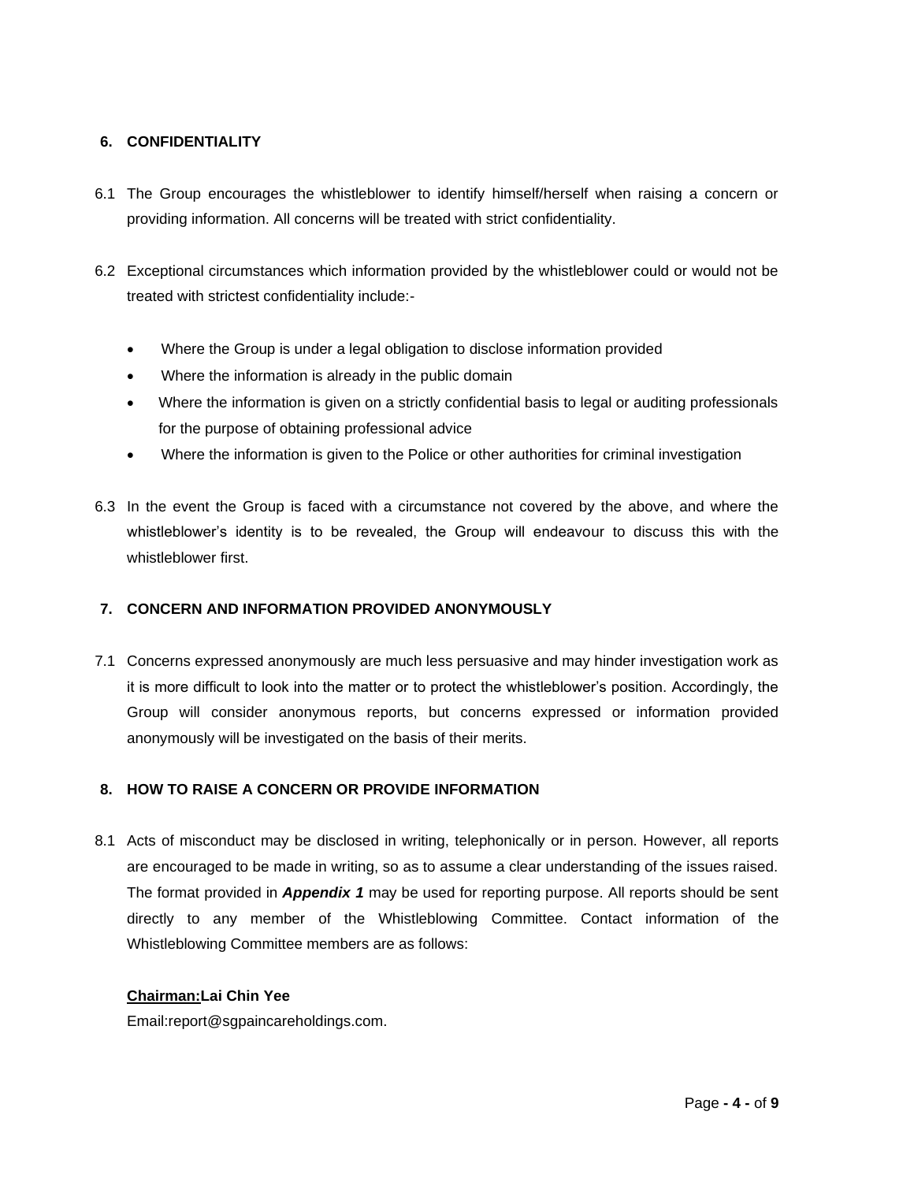## 6. CONFIDENTIALITY

6.1 The Group encourages the whistleblower to identify himself/herself when raising a concern or providing information. All concerns will be treated with strict confidentiality.

6.2 Exceptional circumstances which information provided by the whistleblower could or would not be treated with strictest confidentiality include:-

- Where the Group is under a legal obligation to disclose information provided
- Where the information is already in the public domain
- Where the information is given on a strictly confidential basis to legal or auditing professionals for the purpose of obtaining professional advice
- Where the information is given to the Police or other authorities for criminal investigation

6.3 In the event the Group is faced with a circumstance not covered by the above, and where the whistleblower's identity is to be revealed, the Group will endeavour to discuss this with the whistleblower first.

## 7. CONCERN AND INFORMATION PROVIDED ANONYMOUSLY

7.1 Concerns expressed anonymously are much less persuasive and may hinder investigation work as it is more difficult to look into the matter or to protect the whistleblower's position. Accordingly, the Group will consider anonymous reports, but concerns expressed or information provided anonymously will be investigated on the basis of their merits.

## 8. HOW TO RAISE A CONCERN OR PROVIDE INFORMATION

8.1 Acts of misconduct may be disclosed in writing, telephonically or in person. However, all reports are encouraged to be made in writing, so as to assume a clear understanding of the issues raised. The format provided in ***Appendix 1*** may be used for reporting purpose. All reports should be sent directly to any member of the Whistleblowing Committee. Contact information of the Whistleblowing Committee members are as follows:

**Chairman:Lai Chin Yee**

Email:report@sgpaincareholdings.com.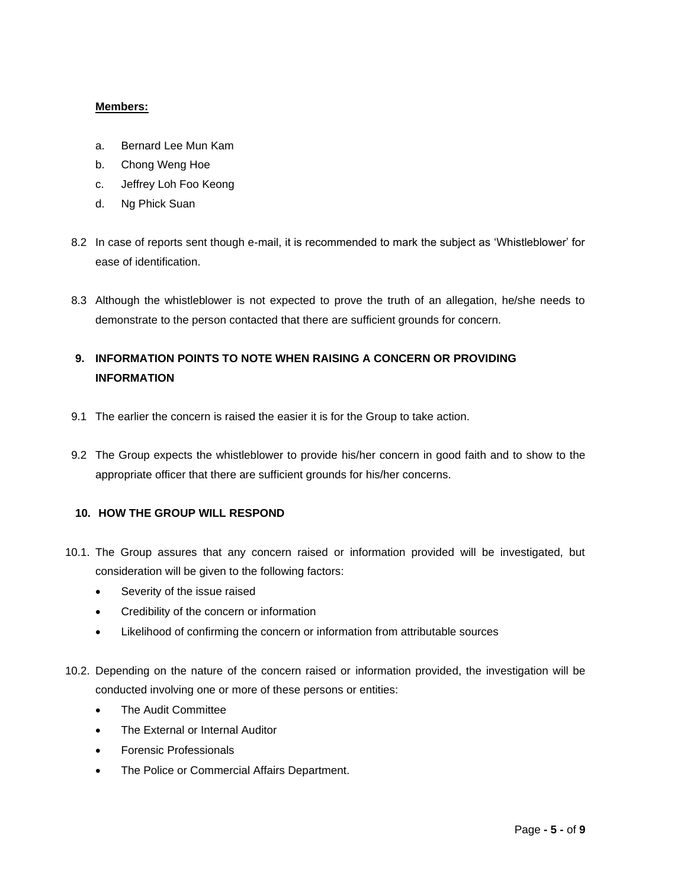**Members:**

a. Bernard Lee Mun Kam
b. Chong Weng Hoe
c. Jeffrey Loh Foo Keong
d. Ng Phick Suan

8.2 In case of reports sent though e-mail, it is recommended to mark the subject as ‘Whistleblower’ for ease of identification.

8.3 Although the whistleblower is not expected to prove the truth of an allegation, he/she needs to demonstrate to the person contacted that there are sufficient grounds for concern.

## 9. INFORMATION POINTS TO NOTE WHEN RAISING A CONCERN OR PROVIDING INFORMATION

9.1 The earlier the concern is raised the easier it is for the Group to take action.

9.2 The Group expects the whistleblower to provide his/her concern in good faith and to show to the appropriate officer that there are sufficient grounds for his/her concerns.

## 10. HOW THE GROUP WILL RESPOND

10.1. The Group assures that any concern raised or information provided will be investigated, but consideration will be given to the following factors:

- Severity of the issue raised
- Credibility of the concern or information
- Likelihood of confirming the concern or information from attributable sources

10.2. Depending on the nature of the concern raised or information provided, the investigation will be conducted involving one or more of these persons or entities:

- The Audit Committee
- The External or Internal Auditor
- Forensic Professionals
- The Police or Commercial Affairs Department.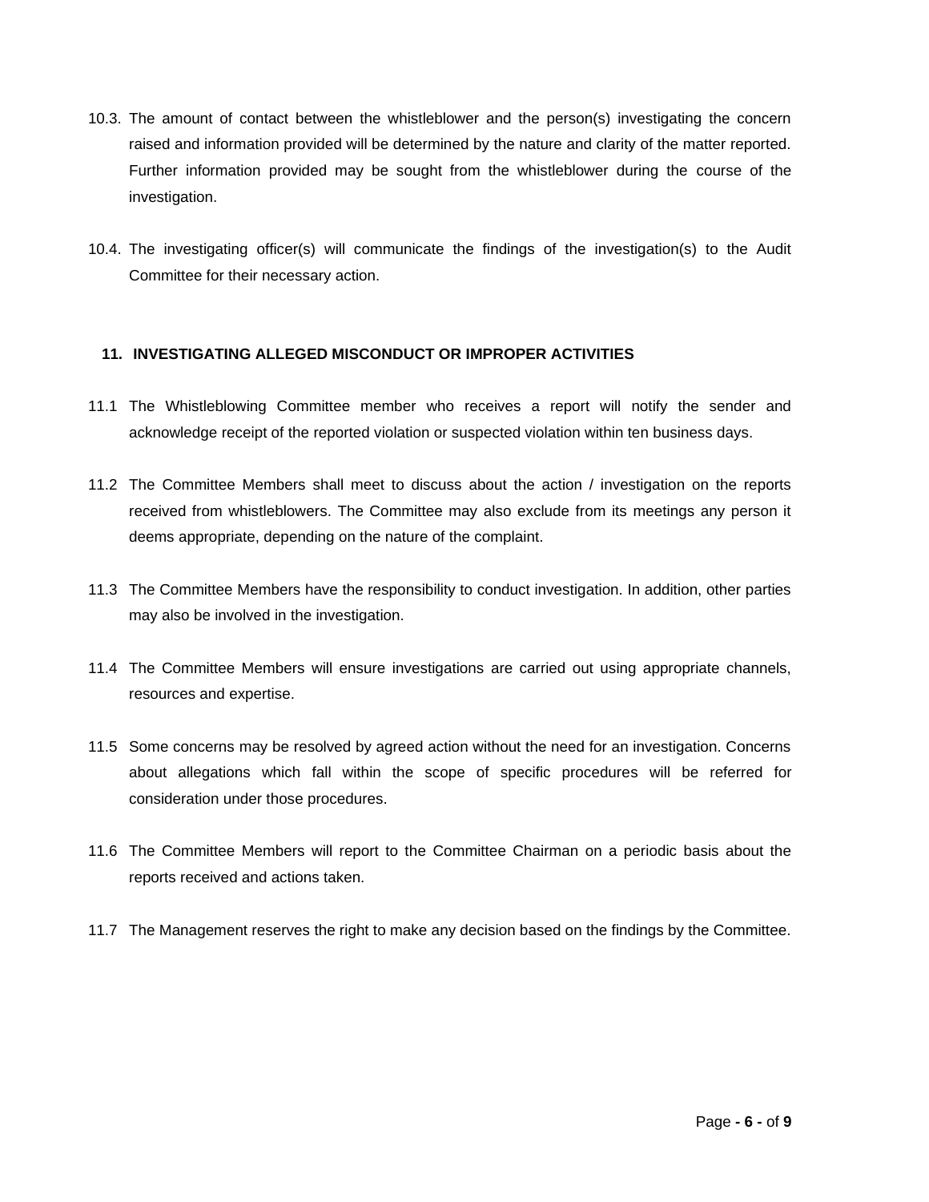10.3. The amount of contact between the whistleblower and the person(s) investigating the concern raised and information provided will be determined by the nature and clarity of the matter reported. Further information provided may be sought from the whistleblower during the course of the investigation.

10.4. The investigating officer(s) will communicate the findings of the investigation(s) to the Audit Committee for their necessary action.

## 11. INVESTIGATING ALLEGED MISCONDUCT OR IMPROPER ACTIVITIES

11.1 The Whistleblowing Committee member who receives a report will notify the sender and acknowledge receipt of the reported violation or suspected violation within ten business days.

11.2 The Committee Members shall meet to discuss about the action / investigation on the reports received from whistleblowers. The Committee may also exclude from its meetings any person it deems appropriate, depending on the nature of the complaint.

11.3 The Committee Members have the responsibility to conduct investigation. In addition, other parties may also be involved in the investigation.

11.4 The Committee Members will ensure investigations are carried out using appropriate channels, resources and expertise.

11.5 Some concerns may be resolved by agreed action without the need for an investigation. Concerns about allegations which fall within the scope of specific procedures will be referred for consideration under those procedures.

11.6 The Committee Members will report to the Committee Chairman on a periodic basis about the reports received and actions taken.

11.7 The Management reserves the right to make any decision based on the findings by the Committee.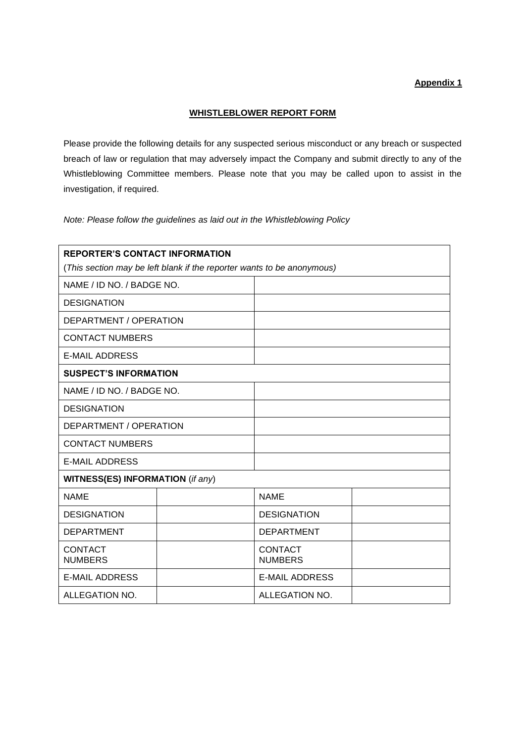**Appendix 1**

**WHISTLEBLOWER REPORT FORM**

Please provide the following details for any suspected serious misconduct or any breach or suspected breach of law or regulation that may adversely impact the Company and submit directly to any of the Whistleblowing Committee members. Please note that you may be called upon to assist in the investigation, if required.

*Note: Please follow the guidelines as laid out in the Whistleblowing Policy*

| **REPORTER'S CONTACT INFORMATION** (*This section may be left blank if the reporter wants to be anonymous*) | | | |
|---|---|---|---|
| NAME / ID NO. / BADGE NO. | | | |
| DESIGNATION | | | |
| DEPARTMENT / OPERATION | | | |
| CONTACT NUMBERS | | | |
| E-MAIL ADDRESS | | | |
| **SUSPECT'S INFORMATION** | | | |
| NAME / ID NO. / BADGE NO. | | | |
| DESIGNATION | | | |
| DEPARTMENT / OPERATION | | | |
| CONTACT NUMBERS | | | |
| E-MAIL ADDRESS | | | |
| **WITNESS(ES) INFORMATION** (*if any*) | | | |
| NAME | | NAME | |
| DESIGNATION | | DESIGNATION | |
| DEPARTMENT | | DEPARTMENT | |
| CONTACT NUMBERS | | CONTACT NUMBERS | |
| E-MAIL ADDRESS | | E-MAIL ADDRESS | |
| ALLEGATION NO. | | ALLEGATION NO. | |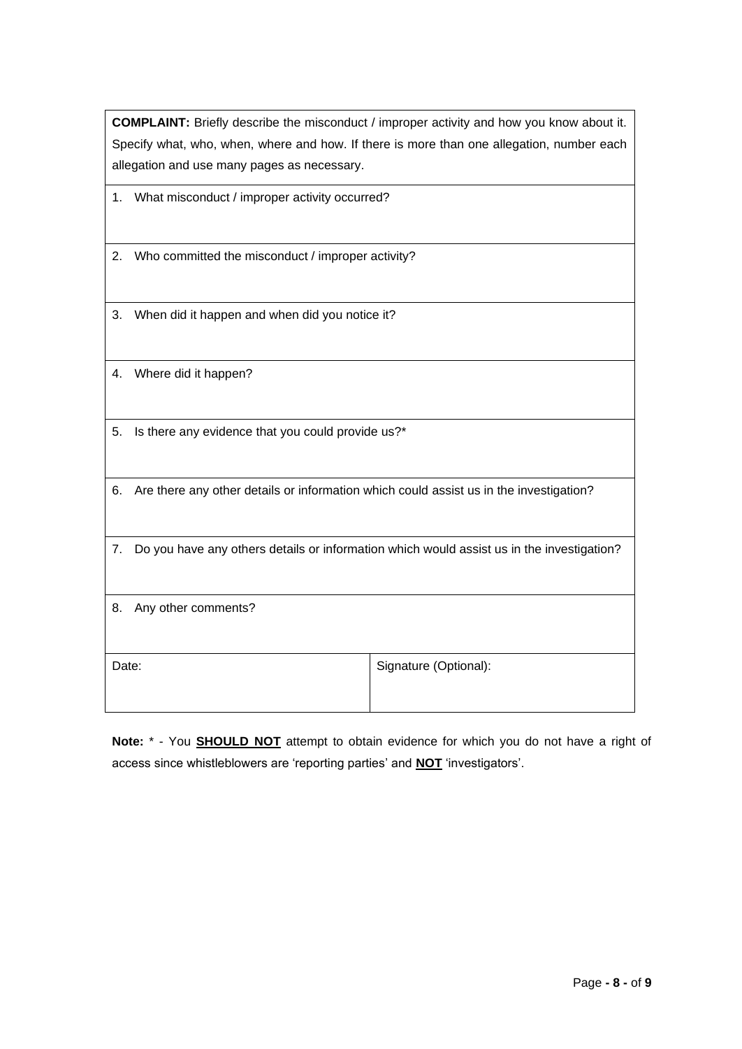| **COMPLAINT:** Briefly describe the misconduct / improper activity and how you know about it. Specify what, who, when, where and how. If there is more than one allegation, number each allegation and use many pages as necessary. | |
|---|---|
| 1. What misconduct / improper activity occurred? | |
| 2. Who committed the misconduct / improper activity? | |
| 3. When did it happen and when did you notice it? | |
| 4. Where did it happen? | |
| 5. Is there any evidence that you could provide us?* | |
| 6. Are there any other details or information which could assist us in the investigation? | |
| 7. Do you have any others details or information which would assist us in the investigation? | |
| 8. Any other comments? | |
| Date: | Signature (Optional): |

**Note:** * - You **SHOULD NOT** attempt to obtain evidence for which you do not have a right of access since whistleblowers are 'reporting parties' and **NOT** 'investigators'.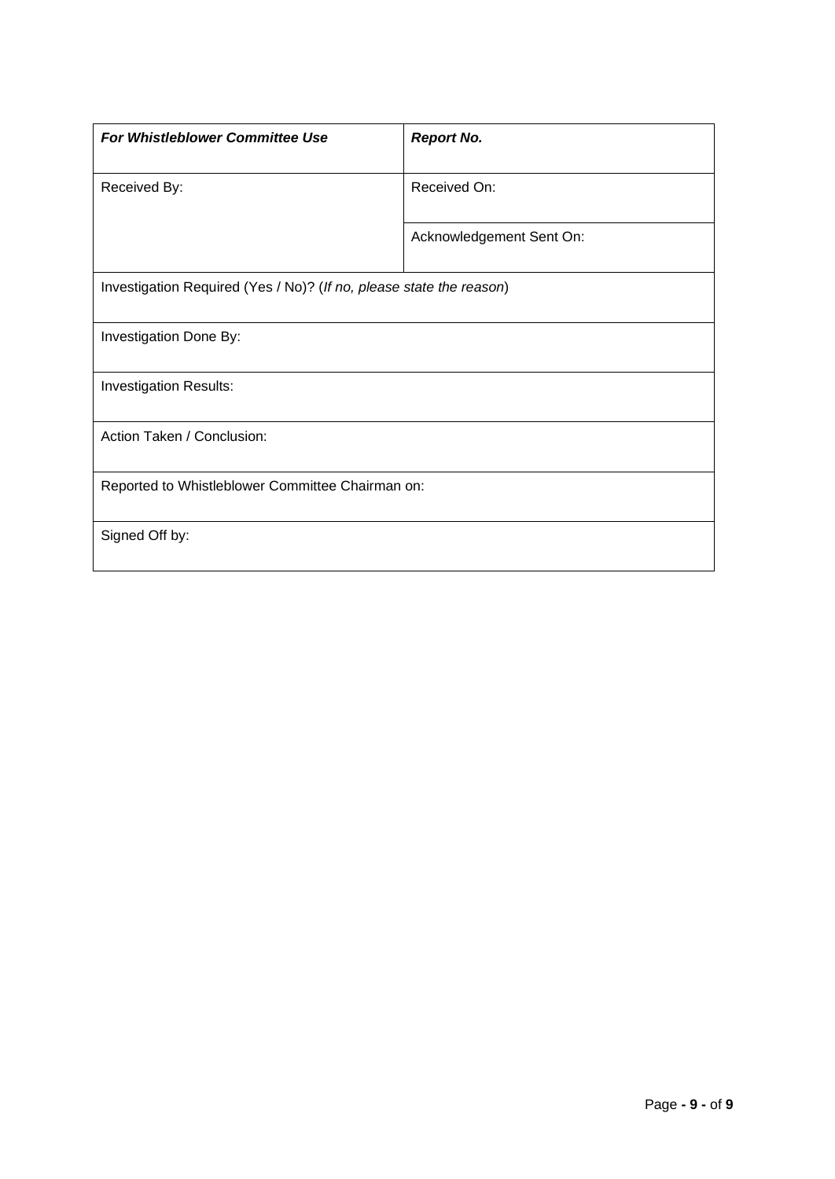| ***For Whistleblower Committee Use*** | ***Report No.*** |
|---|---|
| Received By: | Received On: |
| | Acknowledgement Sent On: |
| Investigation Required (Yes / No)? (*If no, please state the reason*) | |
| Investigation Done By: | |
| Investigation Results: | |
| Action Taken / Conclusion: | |
| Reported to Whistleblower Committee Chairman on: | |
| Signed Off by: | |